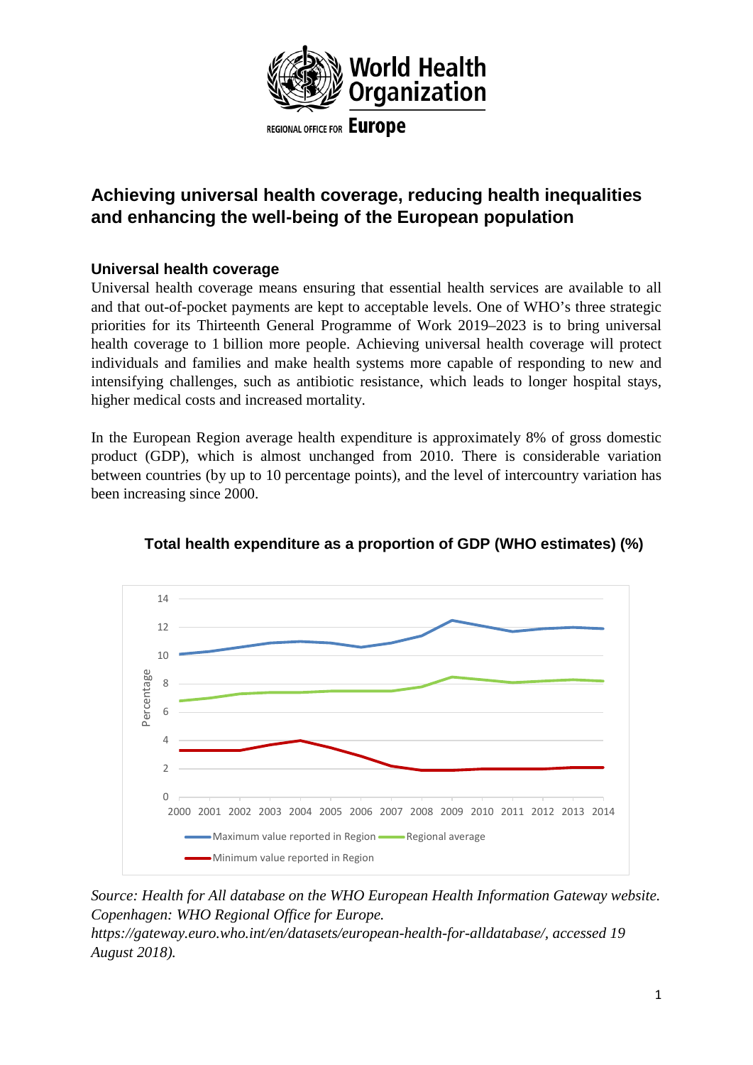# Achieving universal health coverage, reducing health inequalities and enhancing the well-being of the European population

## Universal health coverage

Universal health coverage means ensuring that essential health services are available to all and that out-of-pocket payments are kept to acceptable levels. One of WHO's three strategic priorities for its Thirteenth General Programme of Work 2019–2023 is to bring universal health coverage to 1 billion more people. Achieving universal health coverage will protect individuals and families and make health systems more capable of responding to new and intensifying challenges, such as antibiotic resistance, which leads to longer hospital stays, higher medical costs and increased mortality.

In the European Region average health expenditure is approximately 8% of gross domestic product (GDP), which is almost unchanged from 2010. There is considerable variation between countries (by up to 10 percentage points), and the level of intercountry variation has been increasing since 2000.

**Total health expenditure as a proportion of GDP (WHO estimates) (%)**

*Source: Health for All database on the WHO European Health Information Gateway website. Copenhagen: WHO Regional Office for Europe. https://gateway.euro.who.int/en/datasets/european-health-for-alldatabase/, accessed 19 August 2018).*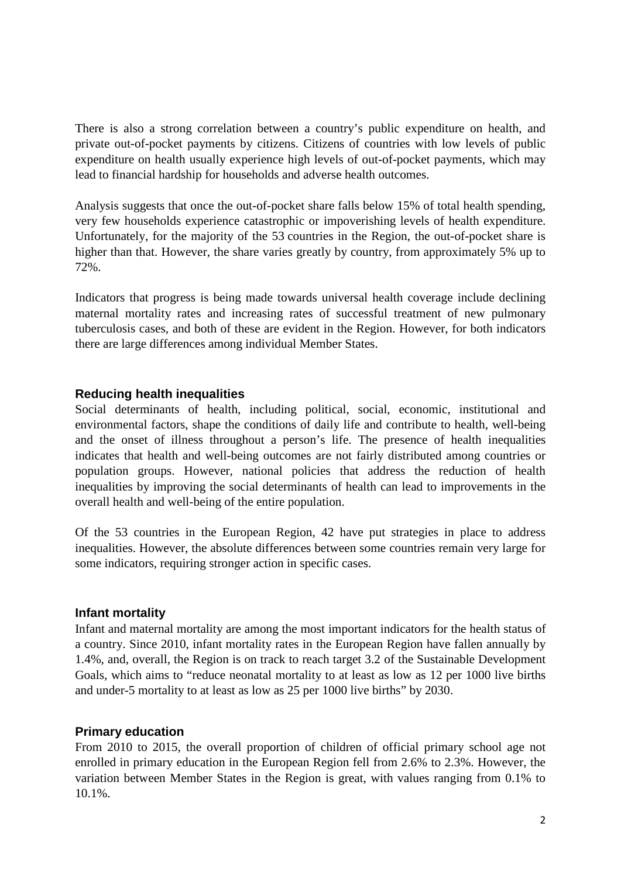There is also a strong correlation between a country's public expenditure on health, and private out-of-pocket payments by citizens. Citizens of countries with low levels of public expenditure on health usually experience high levels of out-of-pocket payments, which may lead to financial hardship for households and adverse health outcomes.

Analysis suggests that once the out-of-pocket share falls below 15% of total health spending, very few households experience catastrophic or impoverishing levels of health expenditure. Unfortunately, for the majority of the 53 countries in the Region, the out-of-pocket share is higher than that. However, the share varies greatly by country, from approximately 5% up to 72%.

Indicators that progress is being made towards universal health coverage include declining maternal mortality rates and increasing rates of successful treatment of new pulmonary tuberculosis cases, and both of these are evident in the Region. However, for both indicators there are large differences among individual Member States.

### Reducing health inequalities

Social determinants of health, including political, social, economic, institutional and environmental factors, shape the conditions of daily life and contribute to health, well-being and the onset of illness throughout a person's life. The presence of health inequalities indicates that health and well-being outcomes are not fairly distributed among countries or population groups. However, national policies that address the reduction of health inequalities by improving the social determinants of health can lead to improvements in the overall health and well-being of the entire population.

Of the 53 countries in the European Region, 42 have put strategies in place to address inequalities. However, the absolute differences between some countries remain very large for some indicators, requiring stronger action in specific cases.

### Infant mortality

Infant and maternal mortality are among the most important indicators for the health status of a country. Since 2010, infant mortality rates in the European Region have fallen annually by 1.4%, and, overall, the Region is on track to reach target 3.2 of the Sustainable Development Goals, which aims to "reduce neonatal mortality to at least as low as 12 per 1000 live births and under-5 mortality to at least as low as 25 per 1000 live births" by 2030.

### Primary education

From 2010 to 2015, the overall proportion of children of official primary school age not enrolled in primary education in the European Region fell from 2.6% to 2.3%. However, the variation between Member States in the Region is great, with values ranging from 0.1% to 10.1%.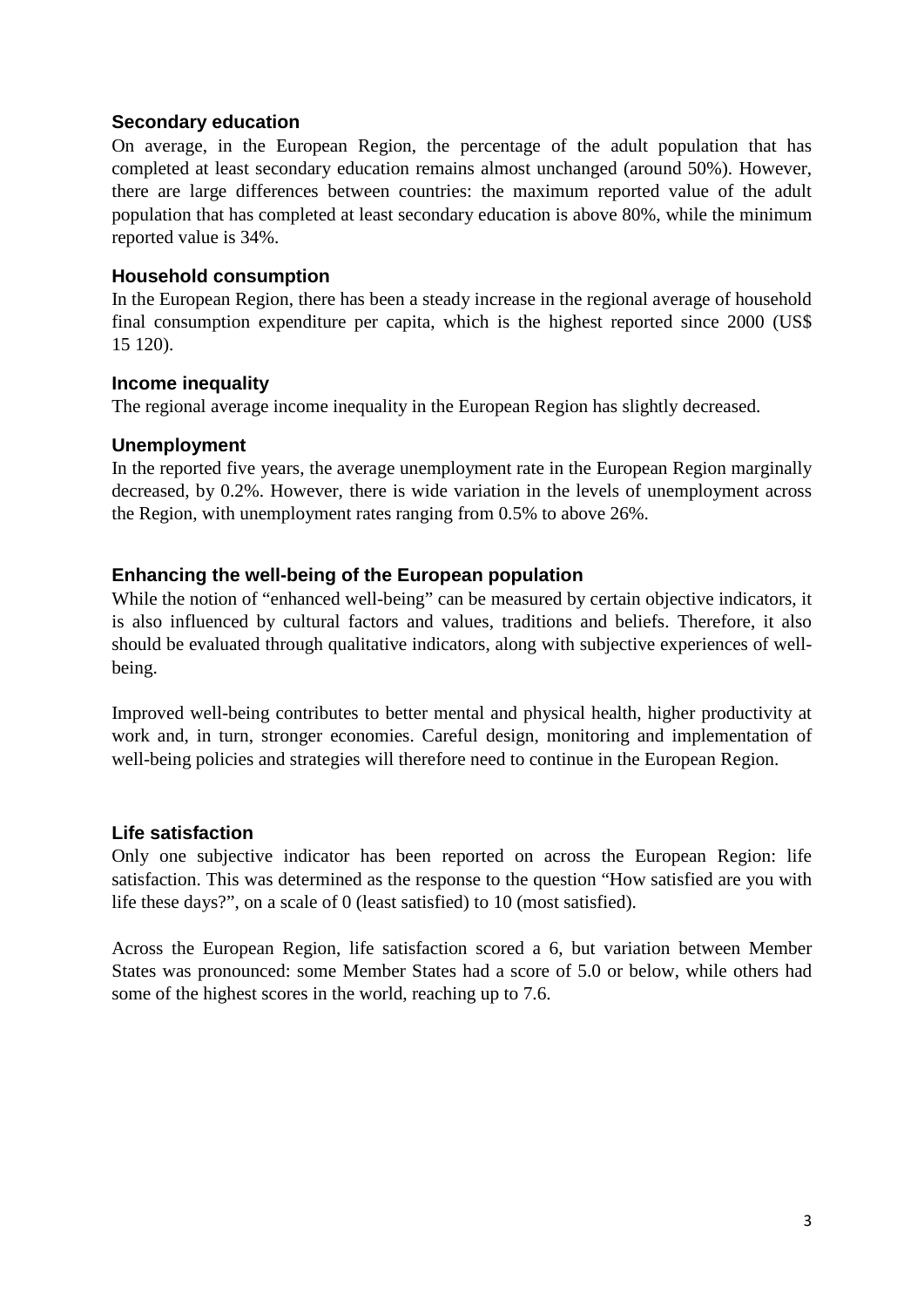### Secondary education

On average, in the European Region, the percentage of the adult population that has completed at least secondary education remains almost unchanged (around 50%). However, there are large differences between countries: the maximum reported value of the adult population that has completed at least secondary education is above 80%, while the minimum reported value is 34%.

### Household consumption

In the European Region, there has been a steady increase in the regional average of household final consumption expenditure per capita, which is the highest reported since 2000 (US$ 15 120).

### Income inequality

The regional average income inequality in the European Region has slightly decreased.

### Unemployment

In the reported five years, the average unemployment rate in the European Region marginally decreased, by 0.2%. However, there is wide variation in the levels of unemployment across the Region, with unemployment rates ranging from 0.5% to above 26%.

### Enhancing the well-being of the European population

While the notion of "enhanced well-being" can be measured by certain objective indicators, it is also influenced by cultural factors and values, traditions and beliefs. Therefore, it also should be evaluated through qualitative indicators, along with subjective experiences of well-being.

Improved well-being contributes to better mental and physical health, higher productivity at work and, in turn, stronger economies. Careful design, monitoring and implementation of well-being policies and strategies will therefore need to continue in the European Region.

### Life satisfaction

Only one subjective indicator has been reported on across the European Region: life satisfaction. This was determined as the response to the question "How satisfied are you with life these days?", on a scale of 0 (least satisfied) to 10 (most satisfied).

Across the European Region, life satisfaction scored a 6, but variation between Member States was pronounced: some Member States had a score of 5.0 or below, while others had some of the highest scores in the world, reaching up to 7.6.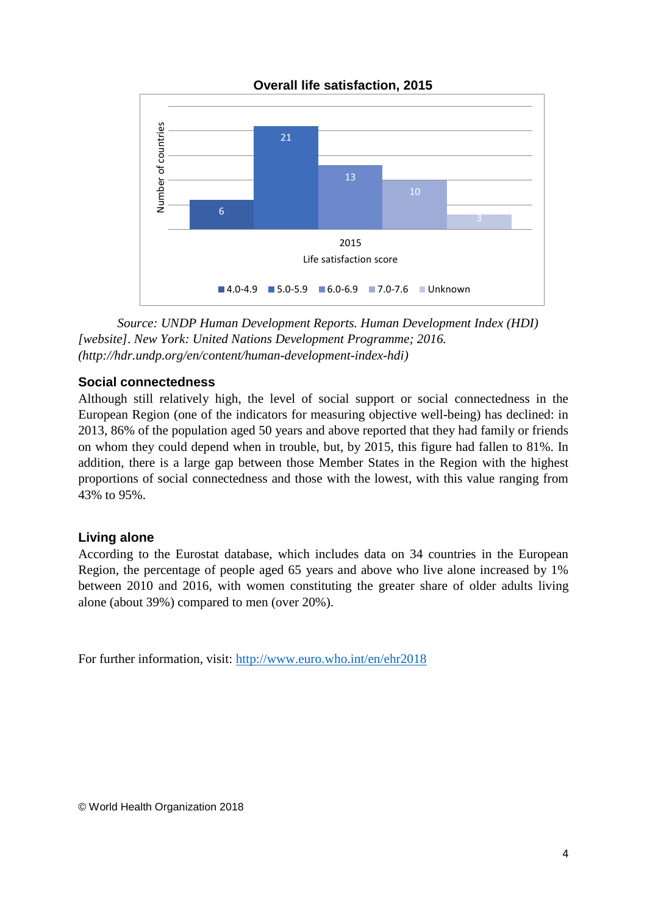**Overall life satisfaction, 2015**

Number of countries

6

21

13

10

3

2015

Life satisfaction score

4.0-4.9 5.0-5.9 6.0-6.9 7.0-7.6 Unknown

*Source: UNDP Human Development Reports. Human Development Index (HDI) [website]. New York: United Nations Development Programme; 2016. (http://hdr.undp.org/en/content/human-development-index-hdi)*

### Social connectedness

Although still relatively high, the level of social support or social connectedness in the European Region (one of the indicators for measuring objective well-being) has declined: in 2013, 86% of the population aged 50 years and above reported that they had family or friends on whom they could depend when in trouble, but, by 2015, this figure had fallen to 81%. In addition, there is a large gap between those Member States in the Region with the highest proportions of social connectedness and those with the lowest, with this value ranging from 43% to 95%.

### Living alone

According to the Eurostat database, which includes data on 34 countries in the European Region, the percentage of people aged 65 years and above who live alone increased by 1% between 2010 and 2016, with women constituting the greater share of older adults living alone (about 39%) compared to men (over 20%).

For further information, visit: [http://www.euro.who.int/en/ehr2018](http://www.euro.who.int/en/ehr2018)

© World Health Organization 2018